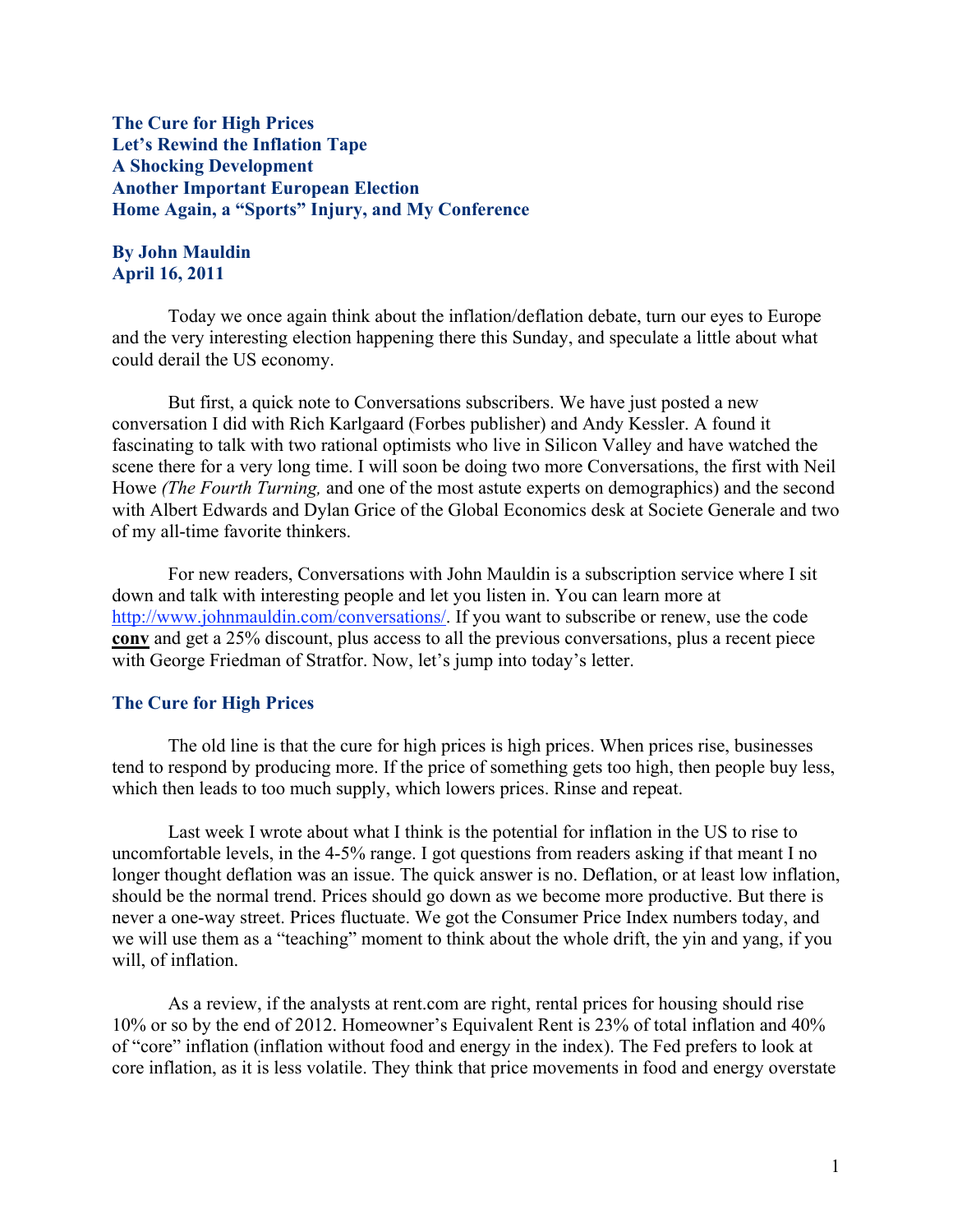**The Cure for High Prices**
**Let's Rewind the Inflation Tape**
**A Shocking Development**
**Another Important European Election**
**Home Again, a "Sports" Injury, and My Conference**

**By John Mauldin**
**April 16, 2011**

Today we once again think about the inflation/deflation debate, turn our eyes to Europe and the very interesting election happening there this Sunday, and speculate a little about what could derail the US economy.

But first, a quick note to Conversations subscribers. We have just posted a new conversation I did with Rich Karlgaard (Forbes publisher) and Andy Kessler. A found it fascinating to talk with two rational optimists who live in Silicon Valley and have watched the scene there for a very long time. I will soon be doing two more Conversations, the first with Neil Howe *(The Fourth Turning,* and one of the most astute experts on demographics) and the second with Albert Edwards and Dylan Grice of the Global Economics desk at Societe Generale and two of my all-time favorite thinkers.

For new readers, Conversations with John Mauldin is a subscription service where I sit down and talk with interesting people and let you listen in. You can learn more at http://www.johnmauldin.com/conversations/. If you want to subscribe or renew, use the code **conv** and get a 25% discount, plus access to all the previous conversations, plus a recent piece with George Friedman of Stratfor. Now, let's jump into today's letter.

## The Cure for High Prices

The old line is that the cure for high prices is high prices. When prices rise, businesses tend to respond by producing more. If the price of something gets too high, then people buy less, which then leads to too much supply, which lowers prices. Rinse and repeat.

Last week I wrote about what I think is the potential for inflation in the US to rise to uncomfortable levels, in the 4-5% range. I got questions from readers asking if that meant I no longer thought deflation was an issue. The quick answer is no. Deflation, or at least low inflation, should be the normal trend. Prices should go down as we become more productive. But there is never a one-way street. Prices fluctuate. We got the Consumer Price Index numbers today, and we will use them as a "teaching" moment to think about the whole drift, the yin and yang, if you will, of inflation.

As a review, if the analysts at rent.com are right, rental prices for housing should rise 10% or so by the end of 2012. Homeowner's Equivalent Rent is 23% of total inflation and 40% of "core" inflation (inflation without food and energy in the index). The Fed prefers to look at core inflation, as it is less volatile. They think that price movements in food and energy overstate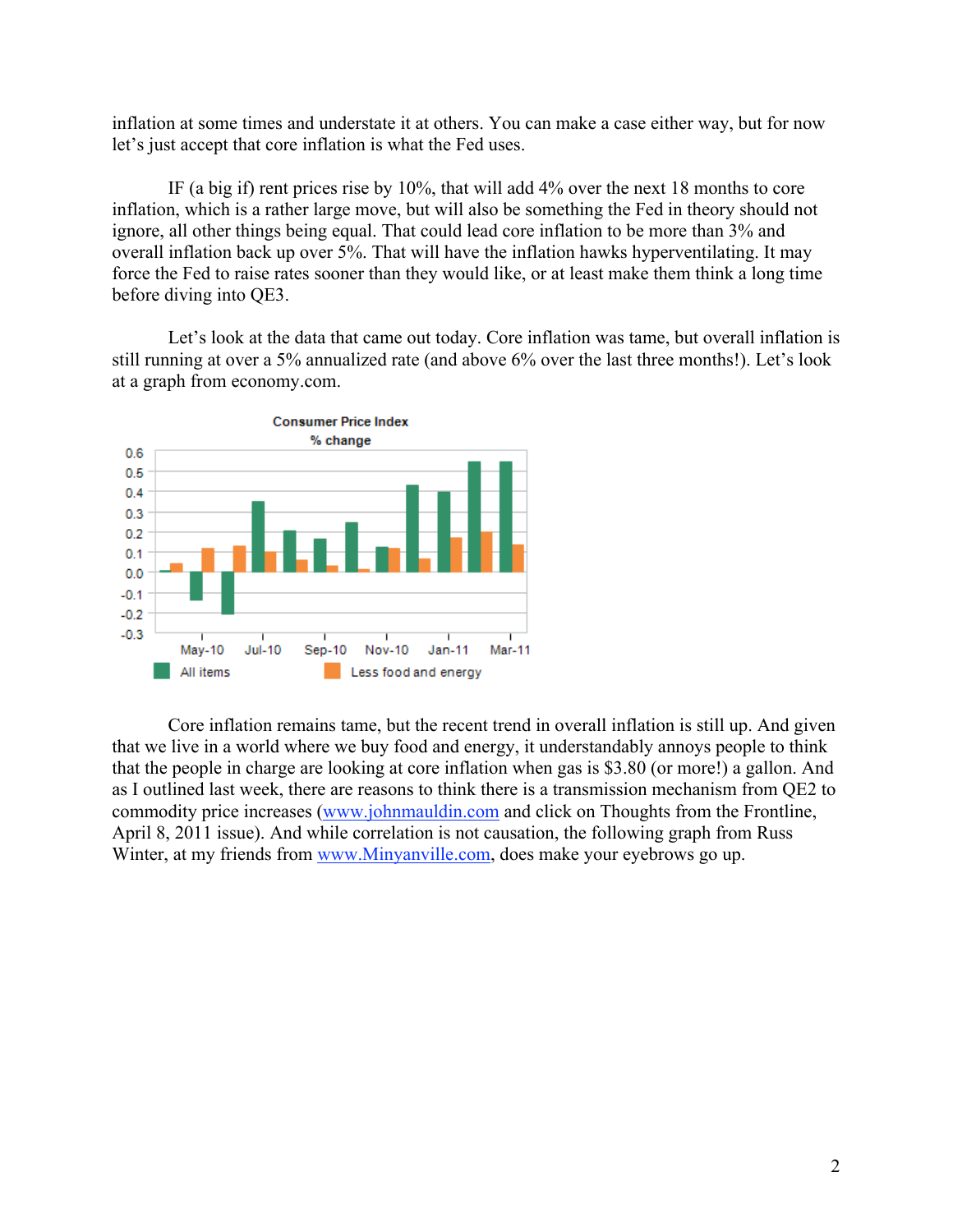inflation at some times and understate it at others. You can make a case either way, but for now let's just accept that core inflation is what the Fed uses.

IF (a big if) rent prices rise by 10%, that will add 4% over the next 18 months to core inflation, which is a rather large move, but will also be something the Fed in theory should not ignore, all other things being equal. That could lead core inflation to be more than 3% and overall inflation back up over 5%. That will have the inflation hawks hyperventilating. It may force the Fed to raise rates sooner than they would like, or at least make them think a long time before diving into QE3.

Let's look at the data that came out today. Core inflation was tame, but overall inflation is still running at over a 5% annualized rate (and above 6% over the last three months!). Let's look at a graph from economy.com.

Core inflation remains tame, but the recent trend in overall inflation is still up. And given that we live in a world where we buy food and energy, it understandably annoys people to think that the people in charge are looking at core inflation when gas is $3.80 (or more!) a gallon. And as I outlined last week, there are reasons to think there is a transmission mechanism from QE2 to commodity price increases (www.johnmauldin.com and click on Thoughts from the Frontline, April 8, 2011 issue). And while correlation is not causation, the following graph from Russ Winter, at my friends from www.Minyanville.com, does make your eyebrows go up.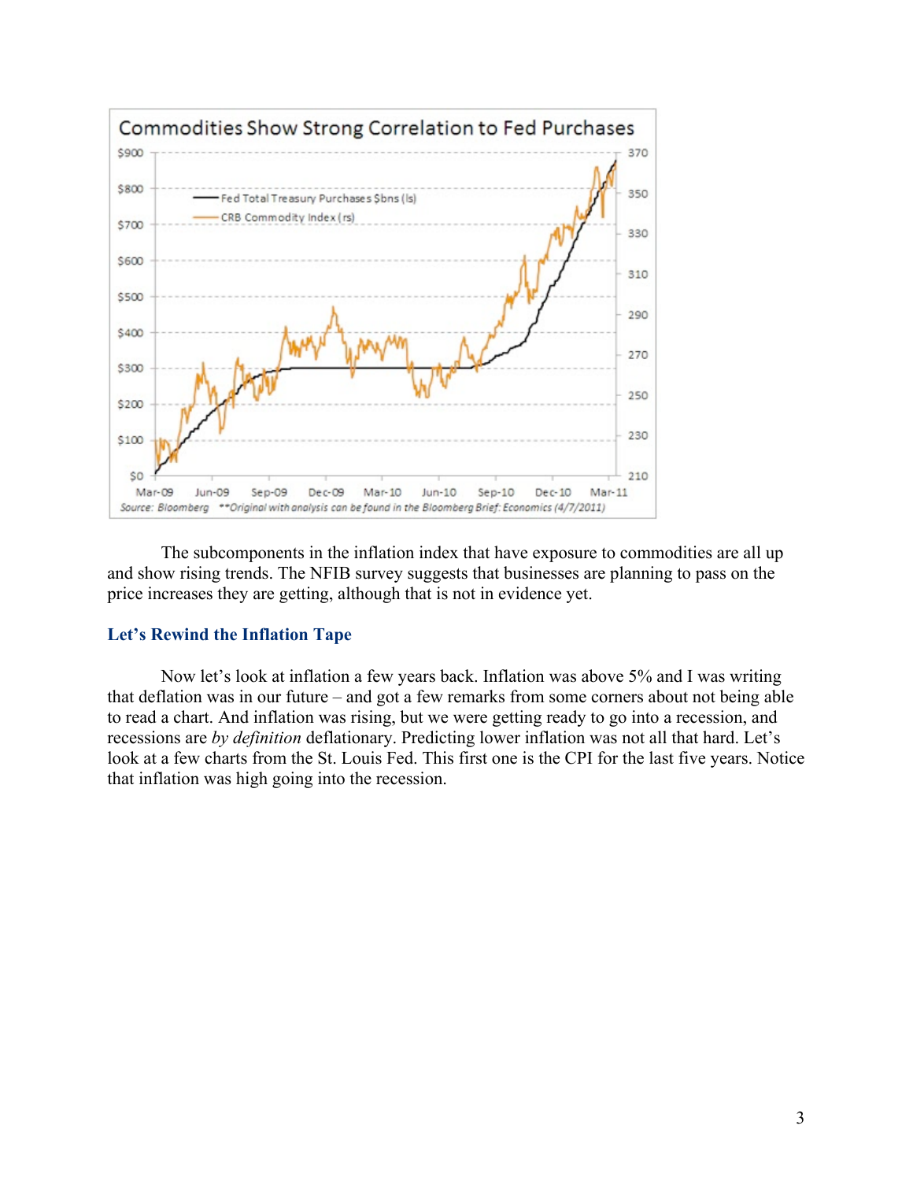Commodities Show Strong Correlation to Fed Purchases

Source: Bloomberg **Original with analysis can be found in the Bloomberg Brief: Economics (4/7/2011)

The subcomponents in the inflation index that have exposure to commodities are all up and show rising trends. The NFIB survey suggests that businesses are planning to pass on the price increases they are getting, although that is not in evidence yet.

## Let's Rewind the Inflation Tape

Now let's look at inflation a few years back. Inflation was above 5% and I was writing that deflation was in our future – and got a few remarks from some corners about not being able to read a chart. And inflation was rising, but we were getting ready to go into a recession, and recessions are *by definition* deflationary. Predicting lower inflation was not all that hard. Let's look at a few charts from the St. Louis Fed. This first one is the CPI for the last five years. Notice that inflation was high going into the recession.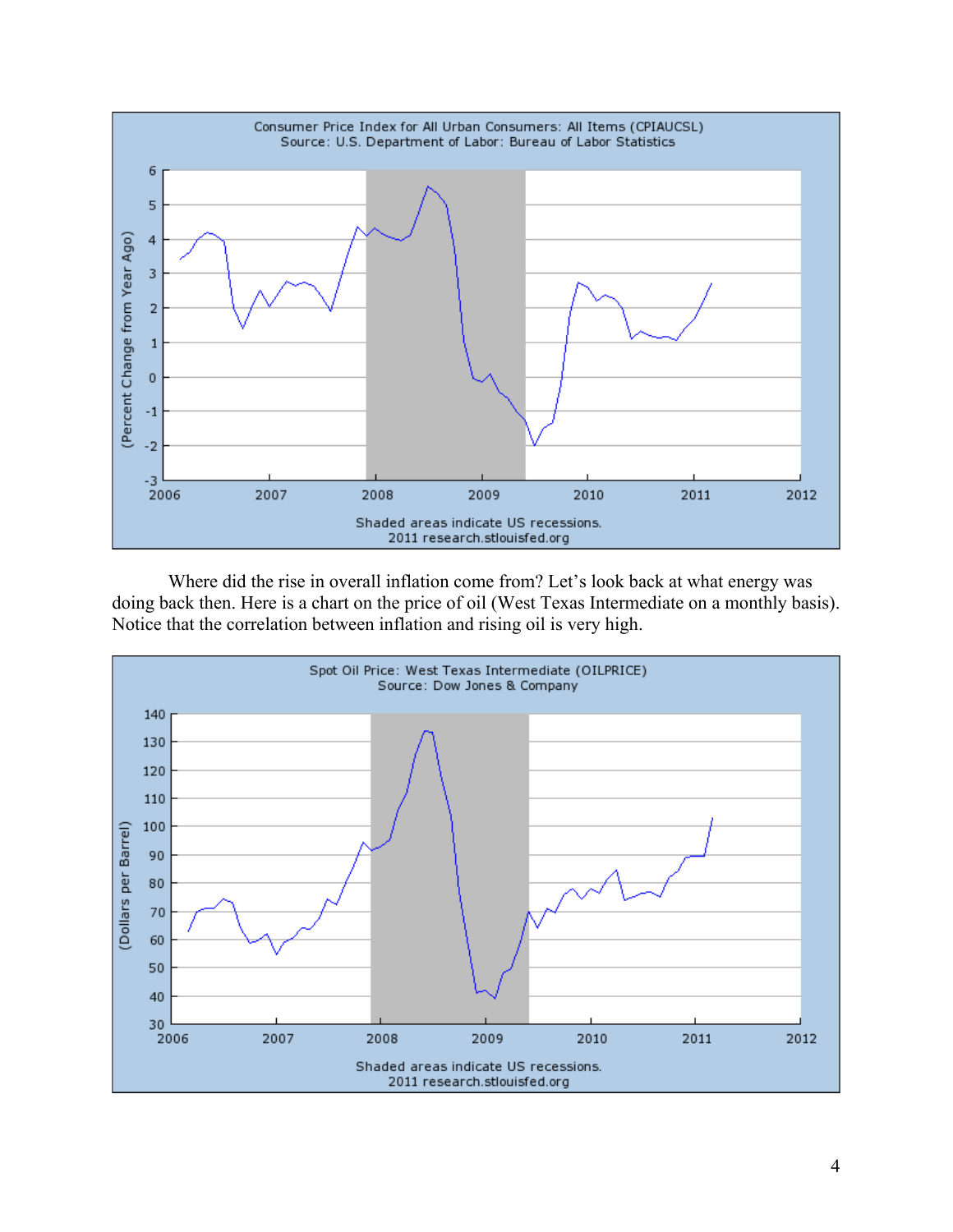Where did the rise in overall inflation come from? Let's look back at what energy was doing back then. Here is a chart on the price of oil (West Texas Intermediate on a monthly basis). Notice that the correlation between inflation and rising oil is very high.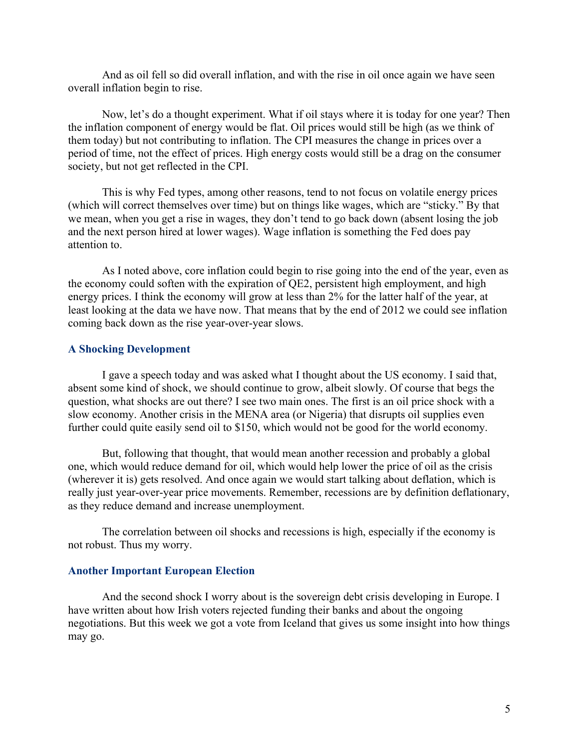And as oil fell so did overall inflation, and with the rise in oil once again we have seen overall inflation begin to rise.

Now, let's do a thought experiment. What if oil stays where it is today for one year? Then the inflation component of energy would be flat. Oil prices would still be high (as we think of them today) but not contributing to inflation. The CPI measures the change in prices over a period of time, not the effect of prices. High energy costs would still be a drag on the consumer society, but not get reflected in the CPI.

This is why Fed types, among other reasons, tend to not focus on volatile energy prices (which will correct themselves over time) but on things like wages, which are "sticky." By that we mean, when you get a rise in wages, they don't tend to go back down (absent losing the job and the next person hired at lower wages). Wage inflation is something the Fed does pay attention to.

As I noted above, core inflation could begin to rise going into the end of the year, even as the economy could soften with the expiration of QE2, persistent high employment, and high energy prices. I think the economy will grow at less than 2% for the latter half of the year, at least looking at the data we have now. That means that by the end of 2012 we could see inflation coming back down as the rise year-over-year slows.

### A Shocking Development

I gave a speech today and was asked what I thought about the US economy. I said that, absent some kind of shock, we should continue to grow, albeit slowly. Of course that begs the question, what shocks are out there? I see two main ones. The first is an oil price shock with a slow economy. Another crisis in the MENA area (or Nigeria) that disrupts oil supplies even further could quite easily send oil to $150, which would not be good for the world economy.

But, following that thought, that would mean another recession and probably a global one, which would reduce demand for oil, which would help lower the price of oil as the crisis (wherever it is) gets resolved. And once again we would start talking about deflation, which is really just year-over-year price movements. Remember, recessions are by definition deflationary, as they reduce demand and increase unemployment.

The correlation between oil shocks and recessions is high, especially if the economy is not robust. Thus my worry.

### Another Important European Election

And the second shock I worry about is the sovereign debt crisis developing in Europe. I have written about how Irish voters rejected funding their banks and about the ongoing negotiations. But this week we got a vote from Iceland that gives us some insight into how things may go.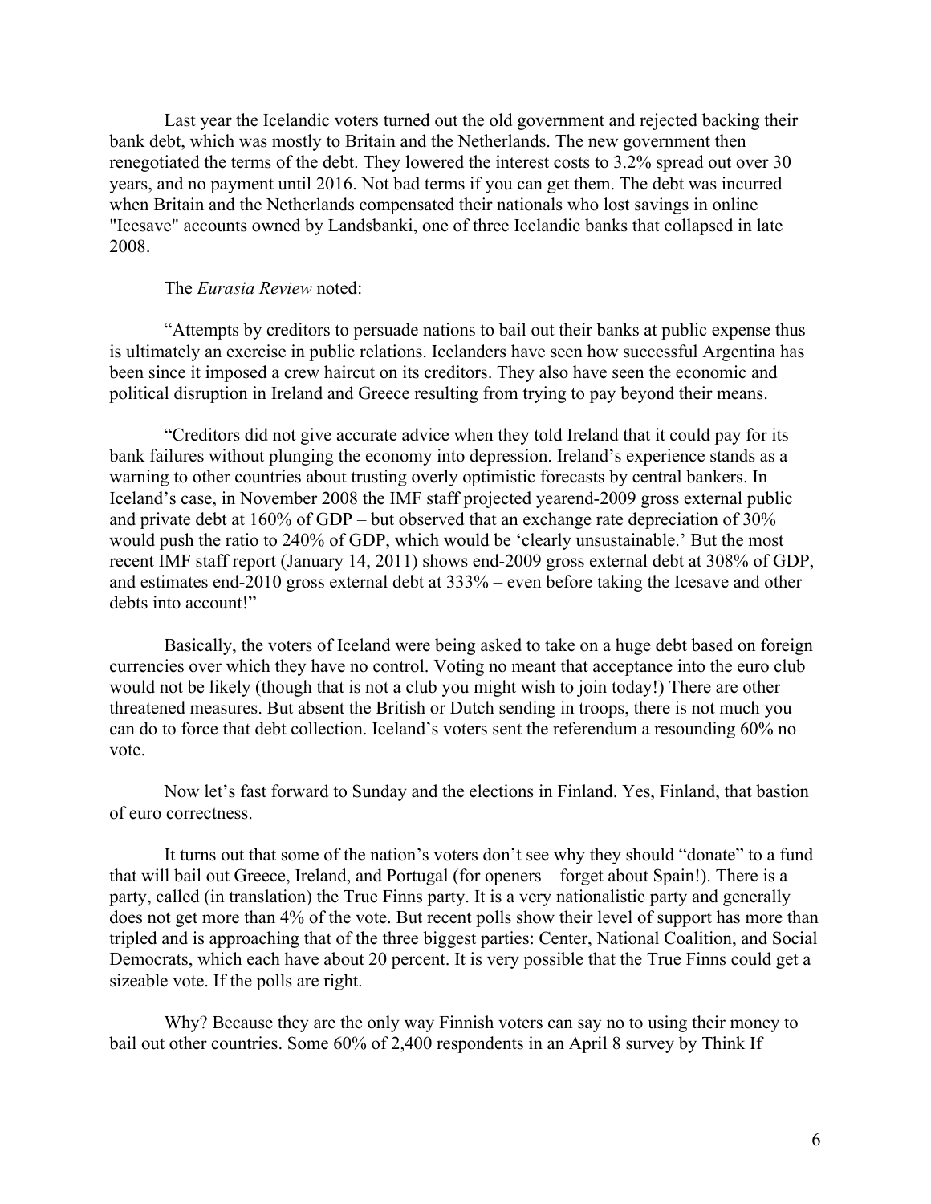Last year the Icelandic voters turned out the old government and rejected backing their bank debt, which was mostly to Britain and the Netherlands. The new government then renegotiated the terms of the debt. They lowered the interest costs to 3.2% spread out over 30 years, and no payment until 2016. Not bad terms if you can get them. The debt was incurred when Britain and the Netherlands compensated their nationals who lost savings in online "Icesave" accounts owned by Landsbanki, one of three Icelandic banks that collapsed in late 2008.

The *Eurasia Review* noted:

"Attempts by creditors to persuade nations to bail out their banks at public expense thus is ultimately an exercise in public relations. Icelanders have seen how successful Argentina has been since it imposed a crew haircut on its creditors. They also have seen the economic and political disruption in Ireland and Greece resulting from trying to pay beyond their means.

"Creditors did not give accurate advice when they told Ireland that it could pay for its bank failures without plunging the economy into depression. Ireland's experience stands as a warning to other countries about trusting overly optimistic forecasts by central bankers. In Iceland's case, in November 2008 the IMF staff projected yearend-2009 gross external public and private debt at 160% of GDP – but observed that an exchange rate depreciation of 30% would push the ratio to 240% of GDP, which would be 'clearly unsustainable.' But the most recent IMF staff report (January 14, 2011) shows end-2009 gross external debt at 308% of GDP, and estimates end-2010 gross external debt at 333% – even before taking the Icesave and other debts into account!"

Basically, the voters of Iceland were being asked to take on a huge debt based on foreign currencies over which they have no control. Voting no meant that acceptance into the euro club would not be likely (though that is not a club you might wish to join today!) There are other threatened measures. But absent the British or Dutch sending in troops, there is not much you can do to force that debt collection. Iceland's voters sent the referendum a resounding 60% no vote.

Now let's fast forward to Sunday and the elections in Finland. Yes, Finland, that bastion of euro correctness.

It turns out that some of the nation's voters don't see why they should "donate" to a fund that will bail out Greece, Ireland, and Portugal (for openers – forget about Spain!). There is a party, called (in translation) the True Finns party. It is a very nationalistic party and generally does not get more than 4% of the vote. But recent polls show their level of support has more than tripled and is approaching that of the three biggest parties: Center, National Coalition, and Social Democrats, which each have about 20 percent. It is very possible that the True Finns could get a sizeable vote. If the polls are right.

Why? Because they are the only way Finnish voters can say no to using their money to bail out other countries. Some 60% of 2,400 respondents in an April 8 survey by Think If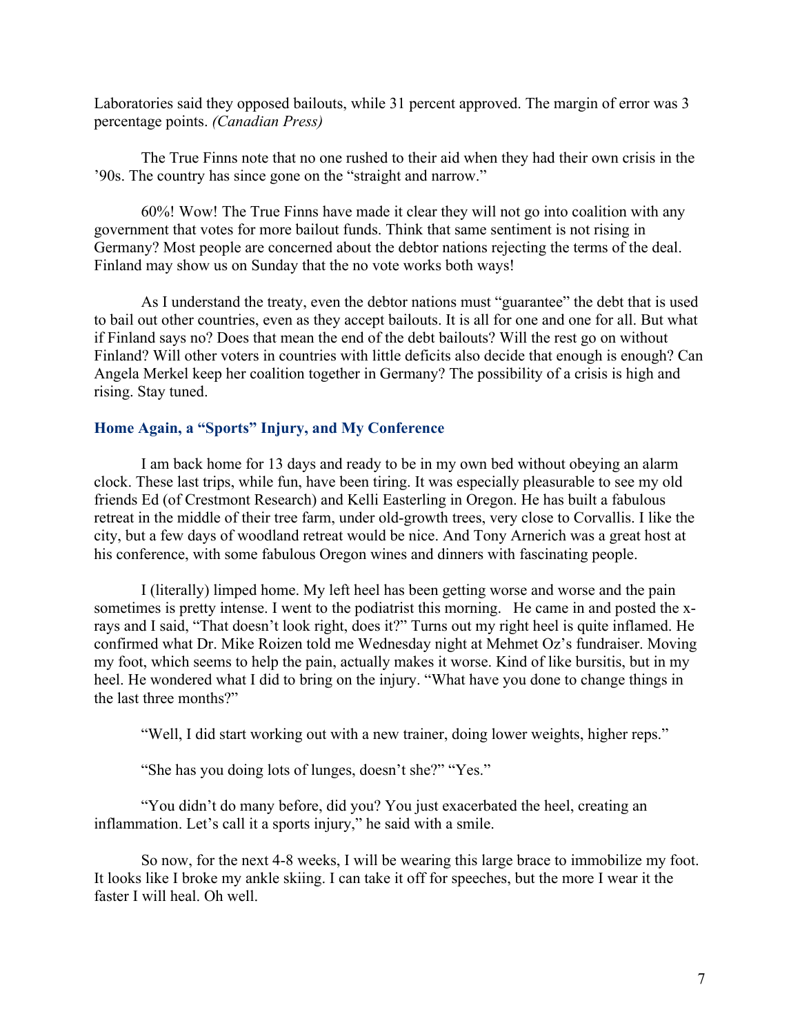Laboratories said they opposed bailouts, while 31 percent approved. The margin of error was 3 percentage points. *(Canadian Press)*

The True Finns note that no one rushed to their aid when they had their own crisis in the '90s. The country has since gone on the "straight and narrow."

60%! Wow! The True Finns have made it clear they will not go into coalition with any government that votes for more bailout funds. Think that same sentiment is not rising in Germany? Most people are concerned about the debtor nations rejecting the terms of the deal. Finland may show us on Sunday that the no vote works both ways!

As I understand the treaty, even the debtor nations must "guarantee" the debt that is used to bail out other countries, even as they accept bailouts. It is all for one and one for all. But what if Finland says no? Does that mean the end of the debt bailouts? Will the rest go on without Finland? Will other voters in countries with little deficits also decide that enough is enough? Can Angela Merkel keep her coalition together in Germany? The possibility of a crisis is high and rising. Stay tuned.

## Home Again, a "Sports" Injury, and My Conference

I am back home for 13 days and ready to be in my own bed without obeying an alarm clock. These last trips, while fun, have been tiring. It was especially pleasurable to see my old friends Ed (of Crestmont Research) and Kelli Easterling in Oregon. He has built a fabulous retreat in the middle of their tree farm, under old-growth trees, very close to Corvallis. I like the city, but a few days of woodland retreat would be nice. And Tony Arnerich was a great host at his conference, with some fabulous Oregon wines and dinners with fascinating people.

I (literally) limped home. My left heel has been getting worse and worse and the pain sometimes is pretty intense. I went to the podiatrist this morning. He came in and posted the x-rays and I said, "That doesn't look right, does it?" Turns out my right heel is quite inflamed. He confirmed what Dr. Mike Roizen told me Wednesday night at Mehmet Oz's fundraiser. Moving my foot, which seems to help the pain, actually makes it worse. Kind of like bursitis, but in my heel. He wondered what I did to bring on the injury. "What have you done to change things in the last three months?"

"Well, I did start working out with a new trainer, doing lower weights, higher reps."

"She has you doing lots of lunges, doesn't she?" "Yes."

"You didn't do many before, did you? You just exacerbated the heel, creating an inflammation. Let's call it a sports injury," he said with a smile.

So now, for the next 4-8 weeks, I will be wearing this large brace to immobilize my foot. It looks like I broke my ankle skiing. I can take it off for speeches, but the more I wear it the faster I will heal. Oh well.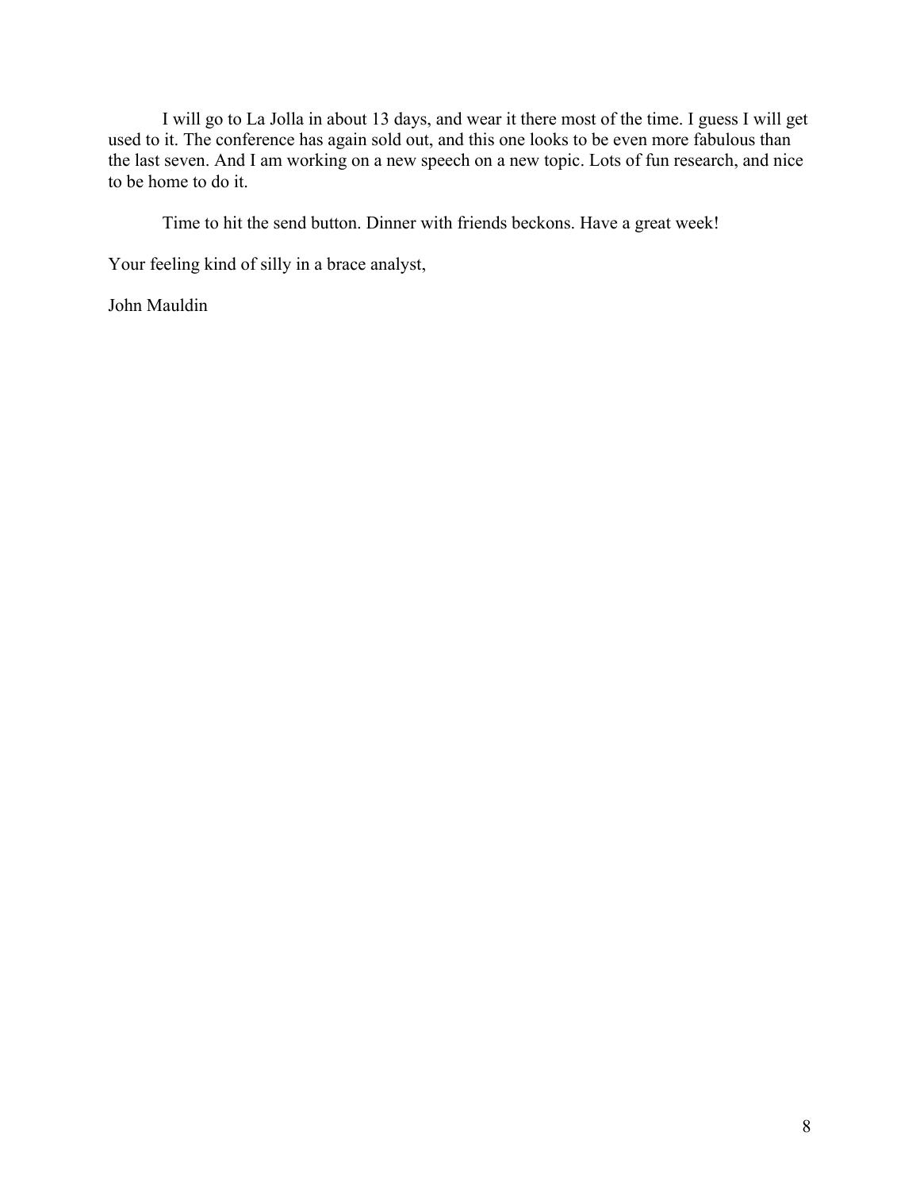I will go to La Jolla in about 13 days, and wear it there most of the time. I guess I will get used to it. The conference has again sold out, and this one looks to be even more fabulous than the last seven. And I am working on a new speech on a new topic. Lots of fun research, and nice to be home to do it.

Time to hit the send button. Dinner with friends beckons. Have a great week!

Your feeling kind of silly in a brace analyst,

John Mauldin